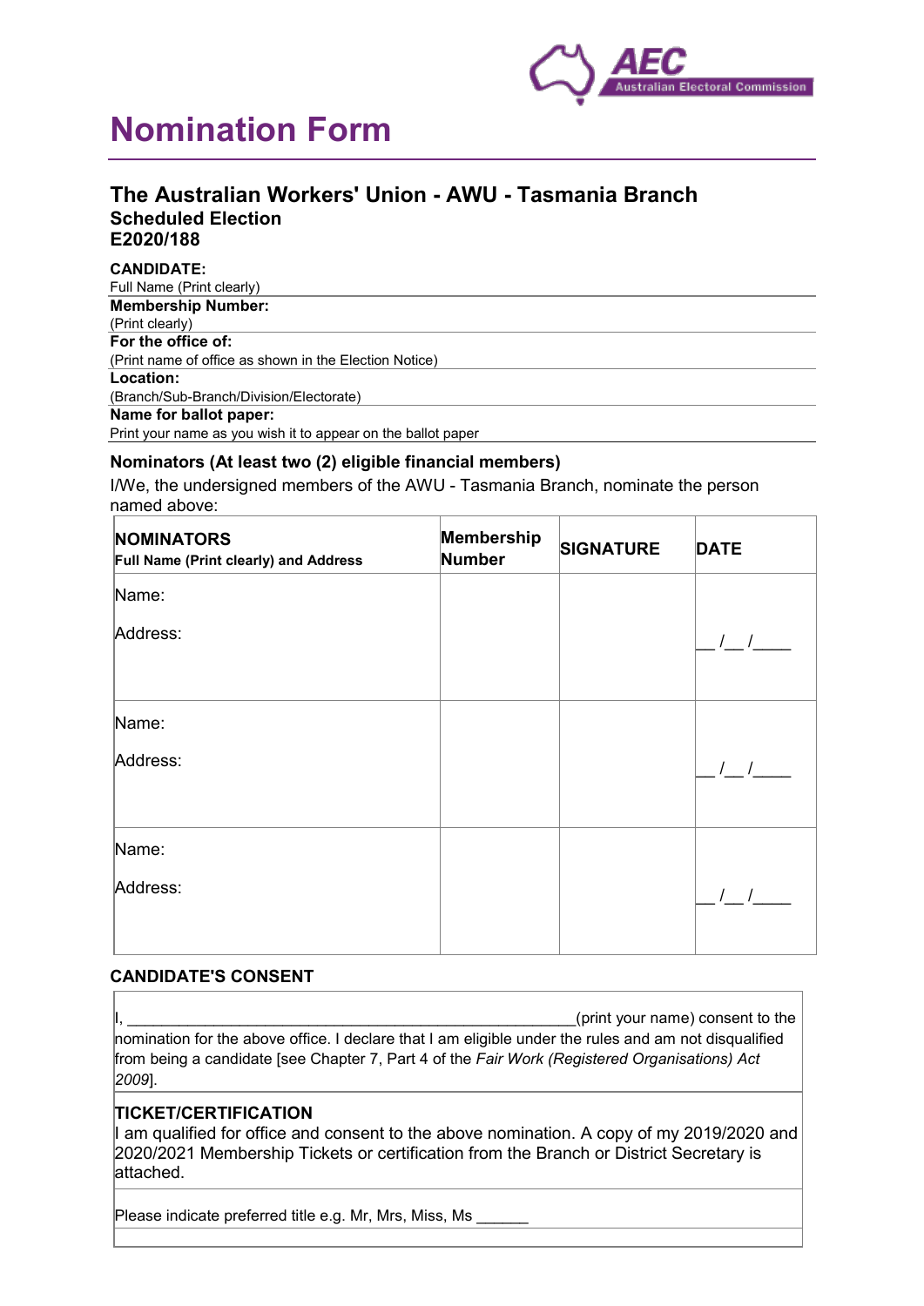# Nomination Form

## The Australian Workers' Union - AWU - Tasmania Branch

### Scheduled Election
### E2020/188

**CANDIDATE:**
Full Name (Print clearly)

**Membership Number:**
(Print clearly)

**For the office of:**
(Print name of office as shown in the Election Notice)

**Location:**
(Branch/Sub-Branch/Division/Electorate)

**Name for ballot paper:**
Print your name as you wish it to appear on the ballot paper

### Nominators (At least two (2) eligible financial members)

I/We, the undersigned members of the AWU - Tasmania Branch, nominate the person named above:

| **NOMINATORS** **Full Name (Print clearly) and Address** | **Membership Number** | **SIGNATURE** | **DATE** |
|---|---|---|---|
| Name: Address: | | | __ /__ /____ |
| Name: Address: | | | __ /__ /____ |
| Name: Address: | | | __ /__ /____ |

### CANDIDATE'S CONSENT

I, ____________________________________________________(print your name) consent to the nomination for the above office. I declare that I am eligible under the rules and am not disqualified from being a candidate [see Chapter 7, Part 4 of the *Fair Work (Registered Organisations) Act 2009*].

**TICKET/CERTIFICATION**

I am qualified for office and consent to the above nomination. A copy of my 2019/2020 and 2020/2021 Membership Tickets or certification from the Branch or District Secretary is attached.

Please indicate preferred title e.g. Mr, Mrs, Miss, Ms ______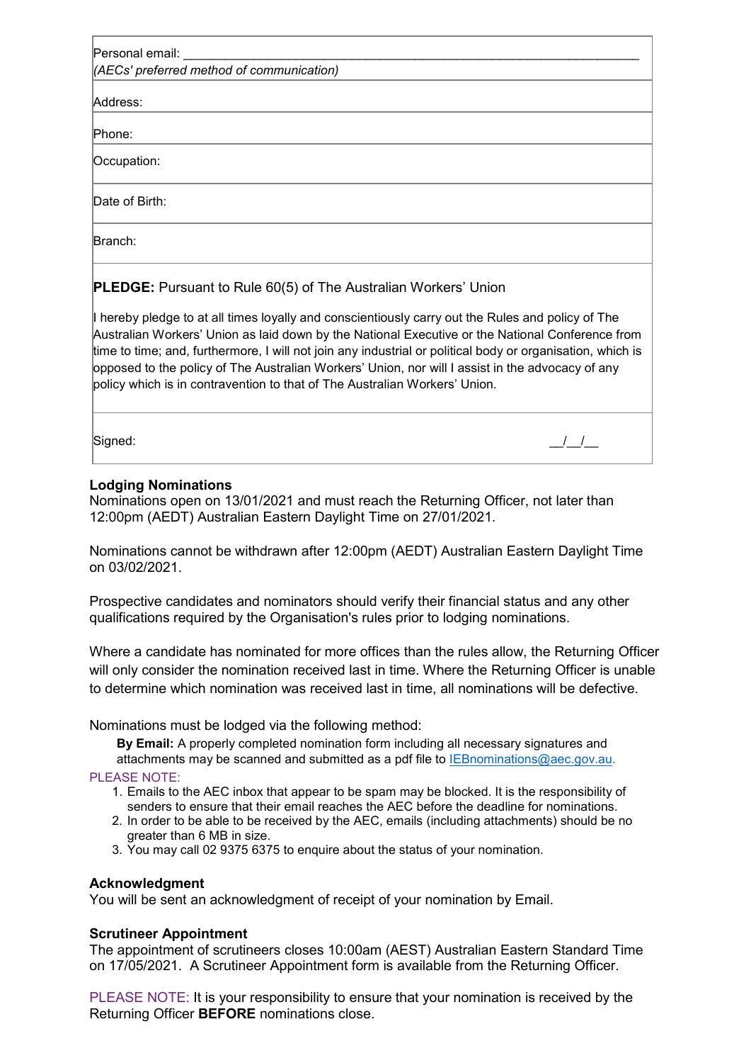| |
|---|
| Personal email: \_\_\_\_\_\_\_\_\_\_\_\_\_\_\_\_\_\_\_\_\_\_\_\_\_\_\_\_\_\_\_\_\_\_\_\_\_\_\_\_\_\_\_\_\_\_\_\_\_\_\_\_\_\_\_\_\_\_\_\_ *(AECs' preferred method of communication)* |
| Address: |
| Phone: |
| Occupation: |
| Date of Birth: |
| Branch: |
| **PLEDGE:** Pursuant to Rule 60(5) of The Australian Workers' Union<br><br>I hereby pledge to at all times loyally and conscientiously carry out the Rules and policy of The Australian Workers' Union as laid down by the National Executive or the National Conference from time to time; and, furthermore, I will not join any industrial or political body or organisation, which is opposed to the policy of The Australian Workers' Union, nor will I assist in the advocacy of any policy which is in contravention to that of The Australian Workers' Union. |
| Signed: \_\_/\_\_/\_\_ |

**Lodging Nominations**
Nominations open on 13/01/2021 and must reach the Returning Officer, not later than 12:00pm (AEDT) Australian Eastern Daylight Time on 27/01/2021.

Nominations cannot be withdrawn after 12:00pm (AEDT) Australian Eastern Daylight Time on 03/02/2021.

Prospective candidates and nominators should verify their financial status and any other qualifications required by the Organisation's rules prior to lodging nominations.

Where a candidate has nominated for more offices than the rules allow, the Returning Officer will only consider the nomination received last in time. Where the Returning Officer is unable to determine which nomination was received last in time, all nominations will be defective.

Nominations must be lodged via the following method:

**By Email:** A properly completed nomination form including all necessary signatures and attachments may be scanned and submitted as a pdf file to IEBnominations@aec.gov.au.

PLEASE NOTE:
1. Emails to the AEC inbox that appear to be spam may be blocked. It is the responsibility of senders to ensure that their email reaches the AEC before the deadline for nominations.
2. In order to be able to be received by the AEC, emails (including attachments) should be no greater than 6 MB in size.
3. You may call 02 9375 6375 to enquire about the status of your nomination.

**Acknowledgment**
You will be sent an acknowledgment of receipt of your nomination by Email.

**Scrutineer Appointment**
The appointment of scrutineers closes 10:00am (AEST) Australian Eastern Standard Time on 17/05/2021. A Scrutineer Appointment form is available from the Returning Officer.

PLEASE NOTE: It is your responsibility to ensure that your nomination is received by the Returning Officer **BEFORE** nominations close.